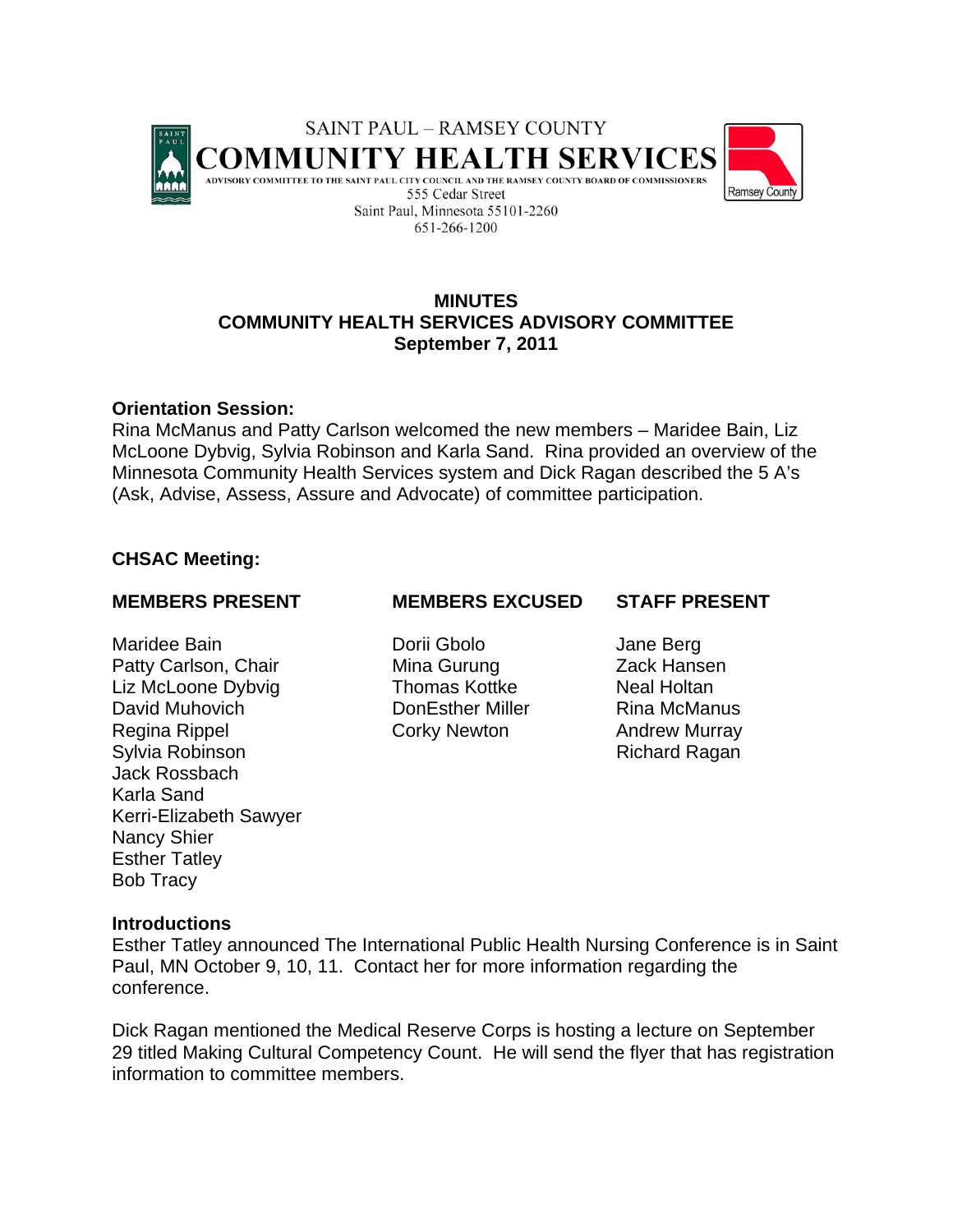SAINT PAUL – RAMSEY COUNTY
**COMMUNITY HEALTH SERVICES**
ADVISORY COMMITTEE TO THE SAINT PAUL CITY COUNCIL AND THE RAMSEY COUNTY BOARD OF COMMISSIONERS
555 Cedar Street
Saint Paul, Minnesota 55101-2260
651-266-1200

# MINUTES
## COMMUNITY HEALTH SERVICES ADVISORY COMMITTEE
### September 7, 2011

**Orientation Session:**
Rina McManus and Patty Carlson welcomed the new members – Maridee Bain, Liz McLoone Dybvig, Sylvia Robinson and Karla Sand. Rina provided an overview of the Minnesota Community Health Services system and Dick Ragan described the 5 A's (Ask, Advise, Assess, Assure and Advocate) of committee participation.

**CHSAC Meeting:**

| MEMBERS PRESENT | MEMBERS EXCUSED | STAFF PRESENT |
|---|---|---|
| Maridee Bain | Dorii Gbolo | Jane Berg |
| Patty Carlson, Chair | Mina Gurung | Zack Hansen |
| Liz McLoone Dybvig | Thomas Kottke | Neal Holtan |
| David Muhovich | DonEsther Miller | Rina McManus |
| Regina Rippel | Corky Newton | Andrew Murray |
| Sylvia Robinson | | Richard Ragan |
| Jack Rossbach | | |
| Karla Sand | | |
| Kerri-Elizabeth Sawyer | | |
| Nancy Shier | | |
| Esther Tatley | | |
| Bob Tracy | | |

**Introductions**
Esther Tatley announced The International Public Health Nursing Conference is in Saint Paul, MN October 9, 10, 11. Contact her for more information regarding the conference.

Dick Ragan mentioned the Medical Reserve Corps is hosting a lecture on September 29 titled Making Cultural Competency Count. He will send the flyer that has registration information to committee members.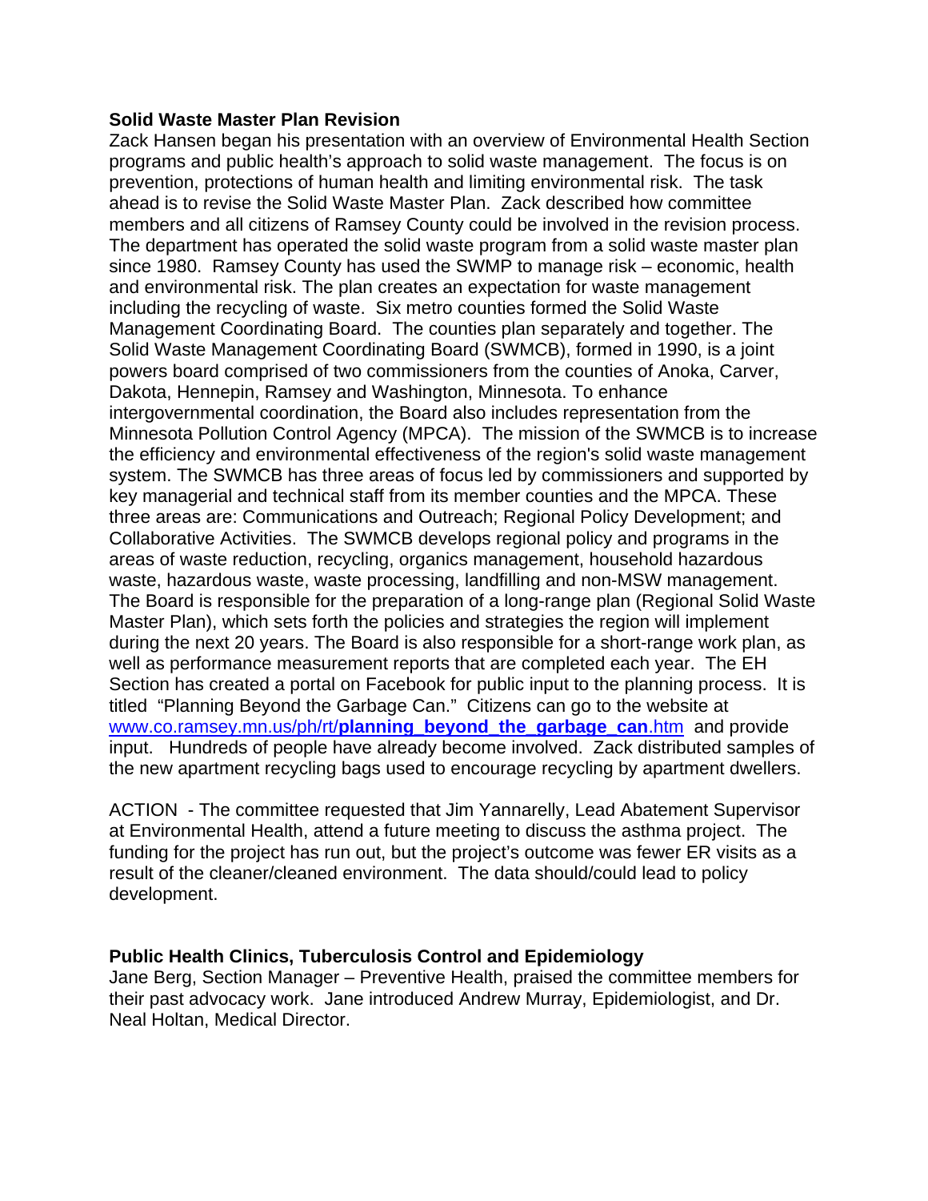**Solid Waste Master Plan Revision**

Zack Hansen began his presentation with an overview of Environmental Health Section programs and public health's approach to solid waste management. The focus is on prevention, protections of human health and limiting environmental risk. The task ahead is to revise the Solid Waste Master Plan. Zack described how committee members and all citizens of Ramsey County could be involved in the revision process. The department has operated the solid waste program from a solid waste master plan since 1980. Ramsey County has used the SWMP to manage risk – economic, health and environmental risk. The plan creates an expectation for waste management including the recycling of waste. Six metro counties formed the Solid Waste Management Coordinating Board. The counties plan separately and together. The Solid Waste Management Coordinating Board (SWMCB), formed in 1990, is a joint powers board comprised of two commissioners from the counties of Anoka, Carver, Dakota, Hennepin, Ramsey and Washington, Minnesota. To enhance intergovernmental coordination, the Board also includes representation from the Minnesota Pollution Control Agency (MPCA). The mission of the SWMCB is to increase the efficiency and environmental effectiveness of the region's solid waste management system. The SWMCB has three areas of focus led by commissioners and supported by key managerial and technical staff from its member counties and the MPCA. These three areas are: Communications and Outreach; Regional Policy Development; and Collaborative Activities. The SWMCB develops regional policy and programs in the areas of waste reduction, recycling, organics management, household hazardous waste, hazardous waste, waste processing, landfilling and non-MSW management. The Board is responsible for the preparation of a long-range plan (Regional Solid Waste Master Plan), which sets forth the policies and strategies the region will implement during the next 20 years. The Board is also responsible for a short-range work plan, as well as performance measurement reports that are completed each year. The EH Section has created a portal on Facebook for public input to the planning process. It is titled "Planning Beyond the Garbage Can." Citizens can go to the website at www.co.ramsey.mn.us/ph/rt/**planning_beyond_the_garbage_can**.htm and provide input. Hundreds of people have already become involved. Zack distributed samples of the new apartment recycling bags used to encourage recycling by apartment dwellers.

ACTION - The committee requested that Jim Yannarelly, Lead Abatement Supervisor at Environmental Health, attend a future meeting to discuss the asthma project. The funding for the project has run out, but the project's outcome was fewer ER visits as a result of the cleaner/cleaned environment. The data should/could lead to policy development.

**Public Health Clinics, Tuberculosis Control and Epidemiology**

Jane Berg, Section Manager – Preventive Health, praised the committee members for their past advocacy work. Jane introduced Andrew Murray, Epidemiologist, and Dr. Neal Holtan, Medical Director.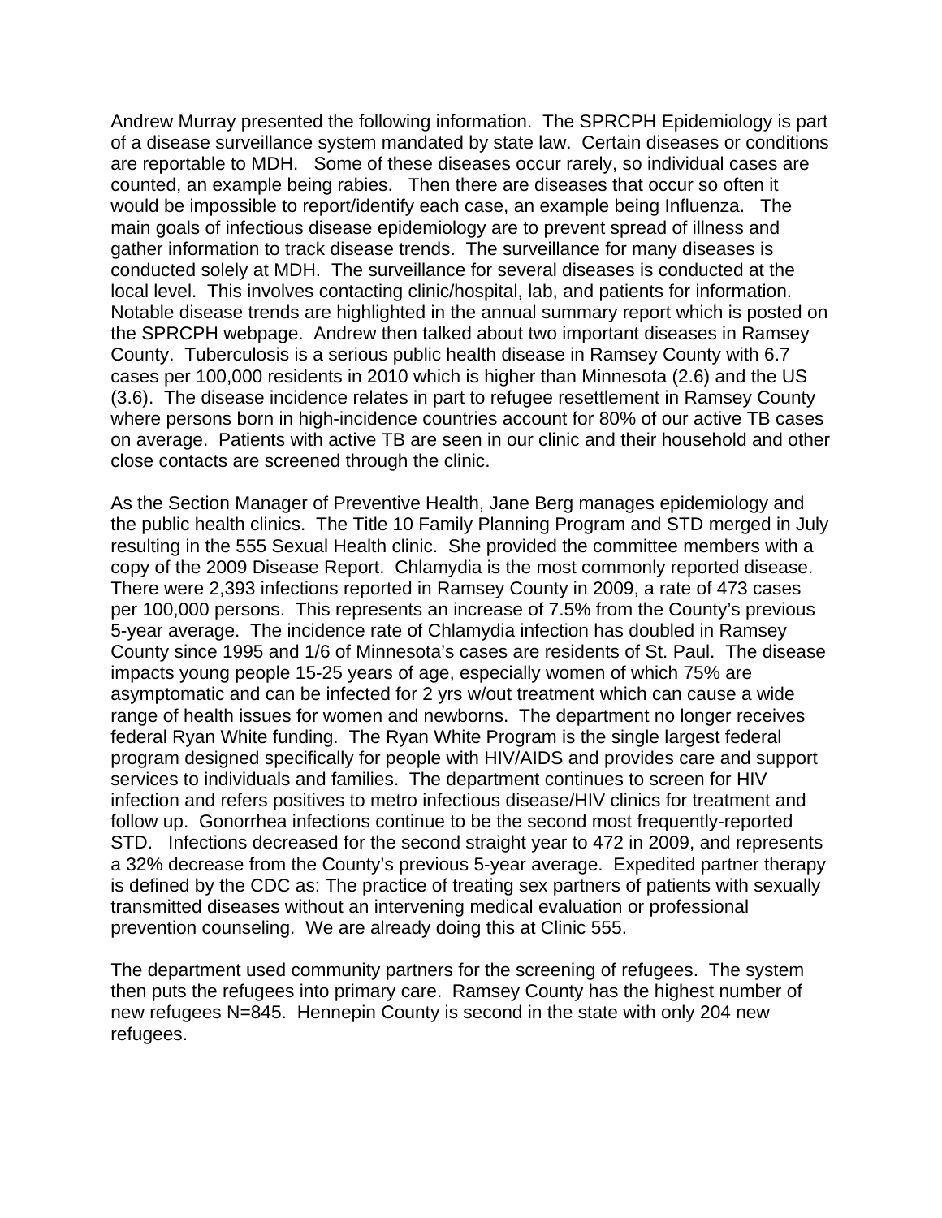Andrew Murray presented the following information. The SPRCPH Epidemiology is part of a disease surveillance system mandated by state law. Certain diseases or conditions are reportable to MDH. Some of these diseases occur rarely, so individual cases are counted, an example being rabies. Then there are diseases that occur so often it would be impossible to report/identify each case, an example being Influenza. The main goals of infectious disease epidemiology are to prevent spread of illness and gather information to track disease trends. The surveillance for many diseases is conducted solely at MDH. The surveillance for several diseases is conducted at the local level. This involves contacting clinic/hospital, lab, and patients for information. Notable disease trends are highlighted in the annual summary report which is posted on the SPRCPH webpage. Andrew then talked about two important diseases in Ramsey County. Tuberculosis is a serious public health disease in Ramsey County with 6.7 cases per 100,000 residents in 2010 which is higher than Minnesota (2.6) and the US (3.6). The disease incidence relates in part to refugee resettlement in Ramsey County where persons born in high-incidence countries account for 80% of our active TB cases on average. Patients with active TB are seen in our clinic and their household and other close contacts are screened through the clinic.

As the Section Manager of Preventive Health, Jane Berg manages epidemiology and the public health clinics. The Title 10 Family Planning Program and STD merged in July resulting in the 555 Sexual Health clinic. She provided the committee members with a copy of the 2009 Disease Report. Chlamydia is the most commonly reported disease. There were 2,393 infections reported in Ramsey County in 2009, a rate of 473 cases per 100,000 persons. This represents an increase of 7.5% from the County's previous 5-year average. The incidence rate of Chlamydia infection has doubled in Ramsey County since 1995 and 1/6 of Minnesota's cases are residents of St. Paul. The disease impacts young people 15-25 years of age, especially women of which 75% are asymptomatic and can be infected for 2 yrs w/out treatment which can cause a wide range of health issues for women and newborns. The department no longer receives federal Ryan White funding. The Ryan White Program is the single largest federal program designed specifically for people with HIV/AIDS and provides care and support services to individuals and families. The department continues to screen for HIV infection and refers positives to metro infectious disease/HIV clinics for treatment and follow up. Gonorrhea infections continue to be the second most frequently-reported STD. Infections decreased for the second straight year to 472 in 2009, and represents a 32% decrease from the County's previous 5-year average. Expedited partner therapy is defined by the CDC as: The practice of treating sex partners of patients with sexually transmitted diseases without an intervening medical evaluation or professional prevention counseling. We are already doing this at Clinic 555.

The department used community partners for the screening of refugees. The system then puts the refugees into primary care. Ramsey County has the highest number of new refugees N=845. Hennepin County is second in the state with only 204 new refugees.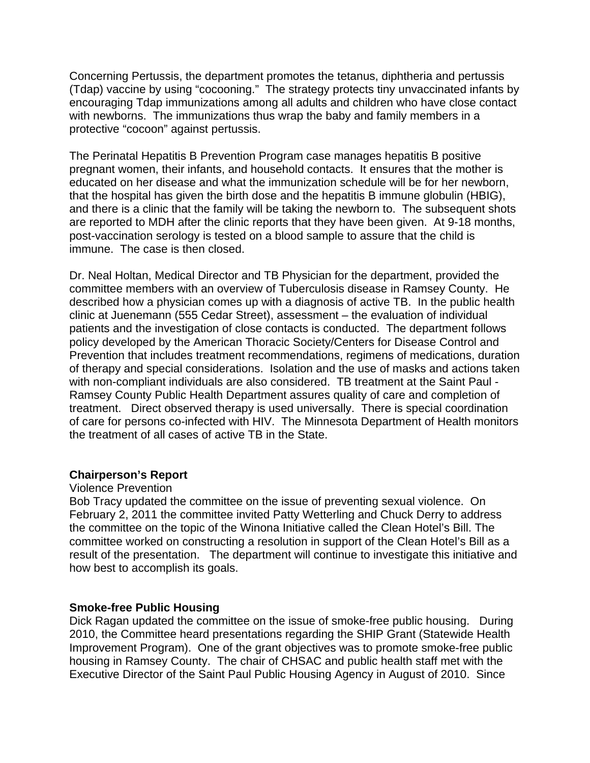Concerning Pertussis, the department promotes the tetanus, diphtheria and pertussis (Tdap) vaccine by using “cocooning.” The strategy protects tiny unvaccinated infants by encouraging Tdap immunizations among all adults and children who have close contact with newborns. The immunizations thus wrap the baby and family members in a protective “cocoon” against pertussis.

The Perinatal Hepatitis B Prevention Program case manages hepatitis B positive pregnant women, their infants, and household contacts. It ensures that the mother is educated on her disease and what the immunization schedule will be for her newborn, that the hospital has given the birth dose and the hepatitis B immune globulin (HBIG), and there is a clinic that the family will be taking the newborn to. The subsequent shots are reported to MDH after the clinic reports that they have been given. At 9-18 months, post-vaccination serology is tested on a blood sample to assure that the child is immune. The case is then closed.

Dr. Neal Holtan, Medical Director and TB Physician for the department, provided the committee members with an overview of Tuberculosis disease in Ramsey County. He described how a physician comes up with a diagnosis of active TB. In the public health clinic at Juenemann (555 Cedar Street), assessment – the evaluation of individual patients and the investigation of close contacts is conducted. The department follows policy developed by the American Thoracic Society/Centers for Disease Control and Prevention that includes treatment recommendations, regimens of medications, duration of therapy and special considerations. Isolation and the use of masks and actions taken with non-compliant individuals are also considered. TB treatment at the Saint Paul - Ramsey County Public Health Department assures quality of care and completion of treatment. Direct observed therapy is used universally. There is special coordination of care for persons co-infected with HIV. The Minnesota Department of Health monitors the treatment of all cases of active TB in the State.

**Chairperson’s Report**

Violence Prevention

Bob Tracy updated the committee on the issue of preventing sexual violence. On February 2, 2011 the committee invited Patty Wetterling and Chuck Derry to address the committee on the topic of the Winona Initiative called the Clean Hotel’s Bill. The committee worked on constructing a resolution in support of the Clean Hotel’s Bill as a result of the presentation. The department will continue to investigate this initiative and how best to accomplish its goals.

**Smoke-free Public Housing**

Dick Ragan updated the committee on the issue of smoke-free public housing. During 2010, the Committee heard presentations regarding the SHIP Grant (Statewide Health Improvement Program). One of the grant objectives was to promote smoke-free public housing in Ramsey County. The chair of CHSAC and public health staff met with the Executive Director of the Saint Paul Public Housing Agency in August of 2010. Since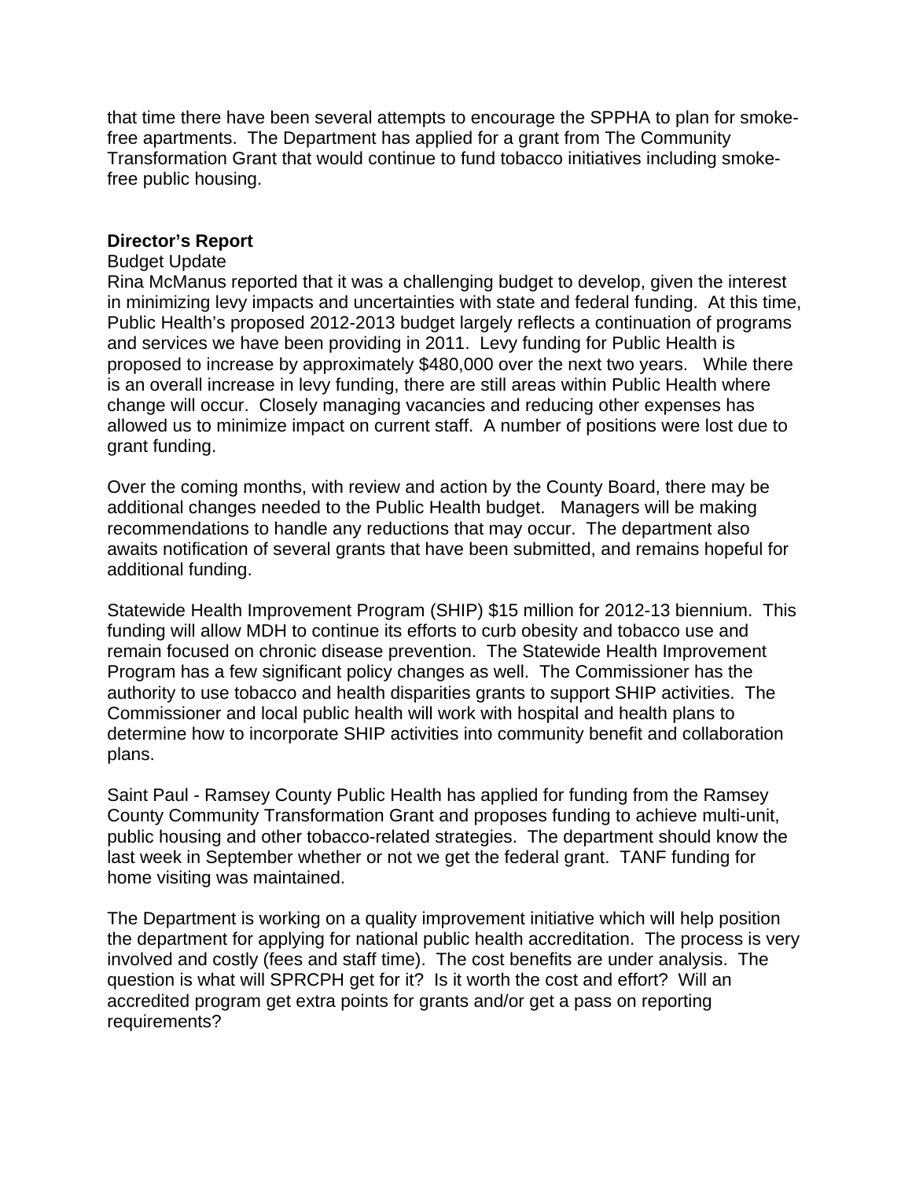that time there have been several attempts to encourage the SPPHA to plan for smoke-free apartments. The Department has applied for a grant from The Community Transformation Grant that would continue to fund tobacco initiatives including smoke-free public housing.

**Director's Report**

Budget Update

Rina McManus reported that it was a challenging budget to develop, given the interest in minimizing levy impacts and uncertainties with state and federal funding. At this time, Public Health's proposed 2012-2013 budget largely reflects a continuation of programs and services we have been providing in 2011. Levy funding for Public Health is proposed to increase by approximately $480,000 over the next two years. While there is an overall increase in levy funding, there are still areas within Public Health where change will occur. Closely managing vacancies and reducing other expenses has allowed us to minimize impact on current staff. A number of positions were lost due to grant funding.

Over the coming months, with review and action by the County Board, there may be additional changes needed to the Public Health budget. Managers will be making recommendations to handle any reductions that may occur. The department also awaits notification of several grants that have been submitted, and remains hopeful for additional funding.

Statewide Health Improvement Program (SHIP) $15 million for 2012-13 biennium. This funding will allow MDH to continue its efforts to curb obesity and tobacco use and remain focused on chronic disease prevention. The Statewide Health Improvement Program has a few significant policy changes as well. The Commissioner has the authority to use tobacco and health disparities grants to support SHIP activities. The Commissioner and local public health will work with hospital and health plans to determine how to incorporate SHIP activities into community benefit and collaboration plans.

Saint Paul - Ramsey County Public Health has applied for funding from the Ramsey County Community Transformation Grant and proposes funding to achieve multi-unit, public housing and other tobacco-related strategies. The department should know the last week in September whether or not we get the federal grant. TANF funding for home visiting was maintained.

The Department is working on a quality improvement initiative which will help position the department for applying for national public health accreditation. The process is very involved and costly (fees and staff time). The cost benefits are under analysis. The question is what will SPRCPH get for it? Is it worth the cost and effort? Will an accredited program get extra points for grants and/or get a pass on reporting requirements?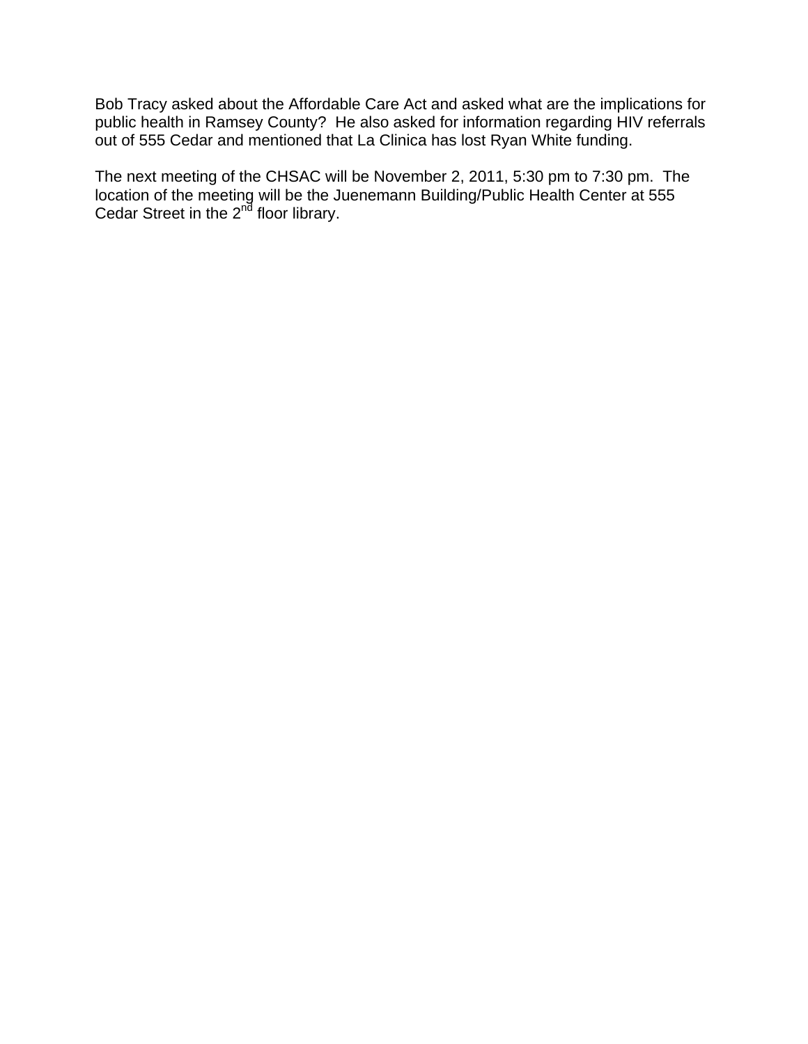Bob Tracy asked about the Affordable Care Act and asked what are the implications for public health in Ramsey County? He also asked for information regarding HIV referrals out of 555 Cedar and mentioned that La Clinica has lost Ryan White funding.

The next meeting of the CHSAC will be November 2, 2011, 5:30 pm to 7:30 pm. The location of the meeting will be the Juenemann Building/Public Health Center at 555 Cedar Street in the 2nd floor library.